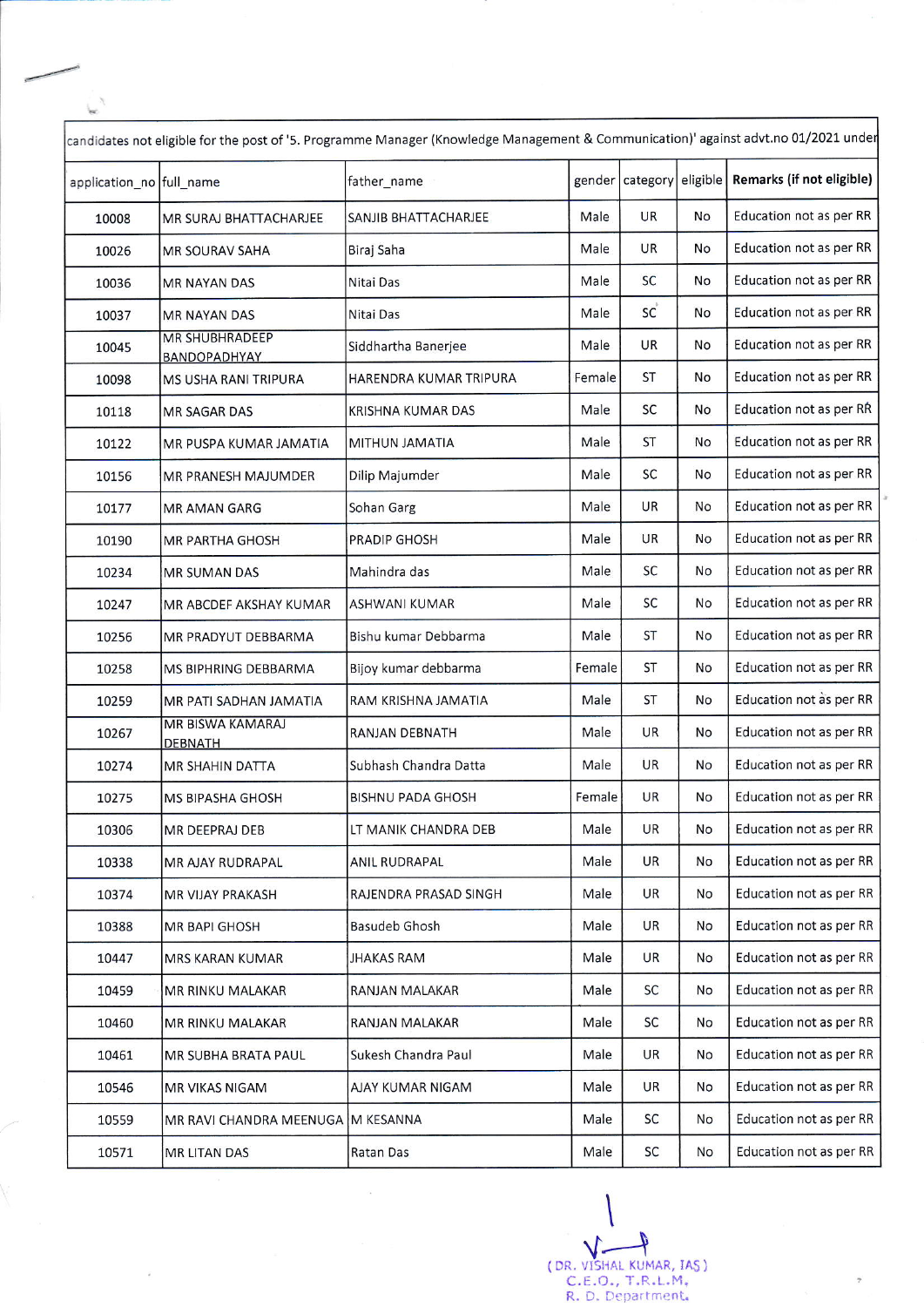| candidates not eligible for the post of '5. Programme Manager (Knowledge Management & Communication)' against advt.no 01/2021 under | | | | | | |
|---|---|---|---|---|---|---|
| application_no | full_name | father_name | gender | category | eligible | Remarks (if not eligible) |
| 10008 | MR SURAJ BHATTACHARJEE | SANJIB BHATTACHARJEE | Male | UR | No | Education not as per RR |
| 10026 | MR SOURAV SAHA | Biraj Saha | Male | UR | No | Education not as per RR |
| 10036 | MR NAYAN DAS | Nitai Das | Male | SC | No | Education not as per RR |
| 10037 | MR NAYAN DAS | Nitai Das | Male | SC | No | Education not as per RR |
| 10045 | MR SHUBHRADEEP BANDOPADHYAY | Siddhartha Banerjee | Male | UR | No | Education not as per RR |
| 10098 | MS USHA RANI TRIPURA | HARENDRA KUMAR TRIPURA | Female | ST | No | Education not as per RR |
| 10118 | MR SAGAR DAS | KRISHNA KUMAR DAS | Male | SC | No | Education not as per RR |
| 10122 | MR PUSPA KUMAR JAMATIA | MITHUN JAMATIA | Male | ST | No | Education not as per RR |
| 10156 | MR PRANESH MAJUMDER | Dilip Majumder | Male | SC | No | Education not as per RR |
| 10177 | MR AMAN GARG | Sohan Garg | Male | UR | No | Education not as per RR |
| 10190 | MR PARTHA GHOSH | PRADIP GHOSH | Male | UR | No | Education not as per RR |
| 10234 | MR SUMAN DAS | Mahindra das | Male | SC | No | Education not as per RR |
| 10247 | MR ABCDEF AKSHAY KUMAR | ASHWANI KUMAR | Male | SC | No | Education not as per RR |
| 10256 | MR PRADYUT DEBBARMA | Bishu kumar Debbarma | Male | ST | No | Education not as per RR |
| 10258 | MS BIPHRING DEBBARMA | Bijoy kumar debbarma | Female | ST | No | Education not as per RR |
| 10259 | MR PATI SADHAN JAMATIA | RAM KRISHNA JAMATIA | Male | ST | No | Education not as per RR |
| 10267 | MR BISWA KAMARAJ DEBNATH | RANJAN DEBNATH | Male | UR | No | Education not as per RR |
| 10274 | MR SHAHIN DATTA | Subhash Chandra Datta | Male | UR | No | Education not as per RR |
| 10275 | MS BIPASHA GHOSH | BISHNU PADA GHOSH | Female | UR | No | Education not as per RR |
| 10306 | MR DEEPRAJ DEB | LT MANIK CHANDRA DEB | Male | UR | No | Education not as per RR |
| 10338 | MR AJAY RUDRAPAL | ANIL RUDRAPAL | Male | UR | No | Education not as per RR |
| 10374 | MR VIJAY PRAKASH | RAJENDRA PRASAD SINGH | Male | UR | No | Education not as per RR |
| 10388 | MR BAPI GHOSH | Basudeb Ghosh | Male | UR | No | Education not as per RR |
| 10447 | MRS KARAN KUMAR | JHAKAS RAM | Male | UR | No | Education not as per RR |
| 10459 | MR RINKU MALAKAR | RANJAN MALAKAR | Male | SC | No | Education not as per RR |
| 10460 | MR RINKU MALAKAR | RANJAN MALAKAR | Male | SC | No | Education not as per RR |
| 10461 | MR SUBHA BRATA PAUL | Sukesh Chandra Paul | Male | UR | No | Education not as per RR |
| 10546 | MR VIKAS NIGAM | AJAY KUMAR NIGAM | Male | UR | No | Education not as per RR |
| 10559 | MR RAVI CHANDRA MEENUGA | M KESANNA | Male | SC | No | Education not as per RR |
| 10571 | MR LITAN DAS | Ratan Das | Male | SC | No | Education not as per RR |

(DR. VISHAL KUMAR, IAS)
C.E.O., T.R.L.M.
R. D. Department.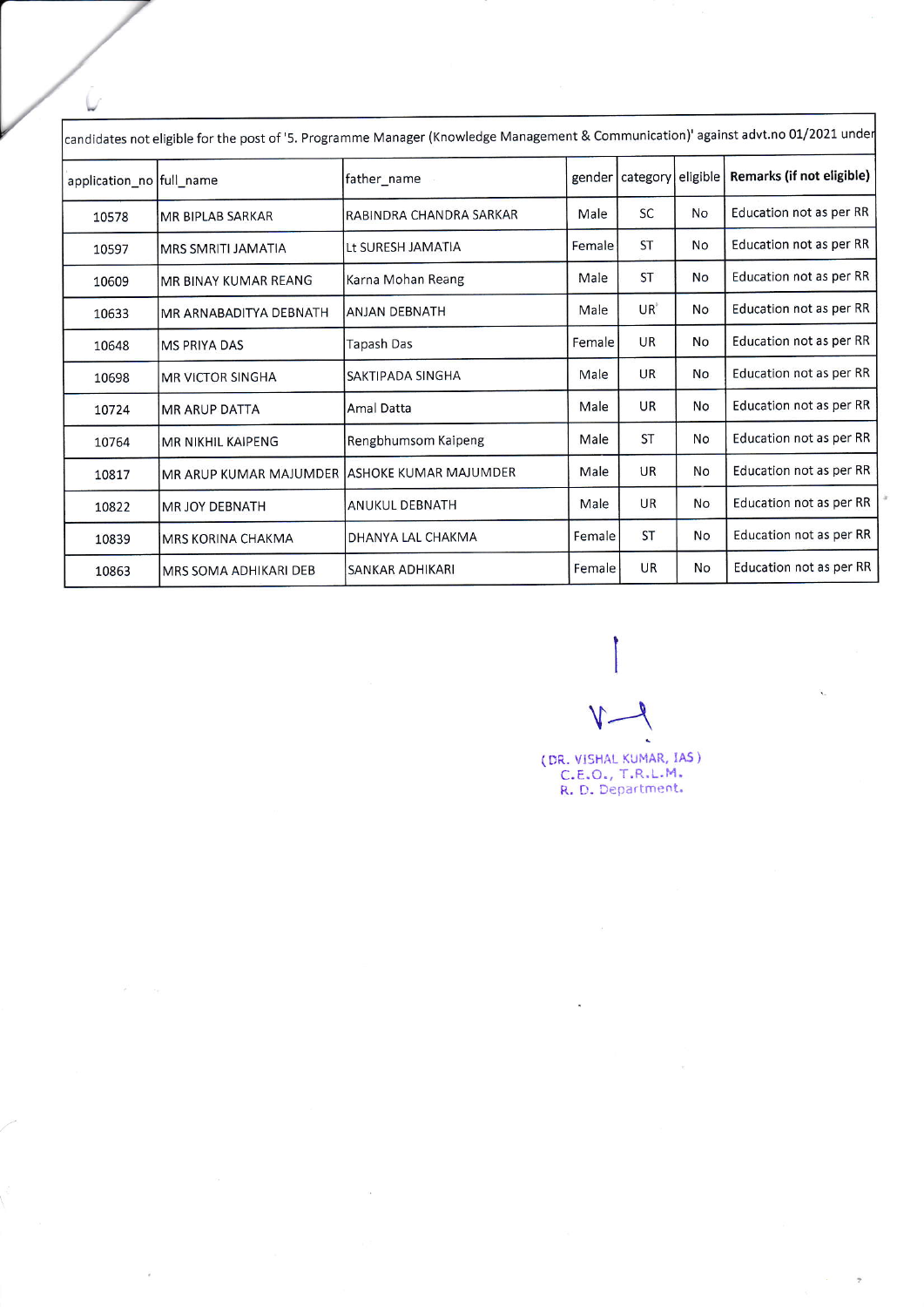| candidates not eligible for the post of '5. Programme Manager (Knowledge Management & Communication)' against advt.no 01/2021 under | | | | | | |
|---|---|---|---|---|---|---|
| application_no | full_name | father_name | gender | category | eligible | **Remarks (if not eligible)** |
| 10578 | MR BIPLAB SARKAR | RABINDRA CHANDRA SARKAR | Male | SC | No | Education not as per RR |
| 10597 | MRS SMRITI JAMATIA | Lt SURESH JAMATIA | Female | ST | No | Education not as per RR |
| 10609 | MR BINAY KUMAR REANG | Karna Mohan Reang | Male | ST | No | Education not as per RR |
| 10633 | MR ARNABADITYA DEBNATH | ANJAN DEBNATH | Male | UR | No | Education not as per RR |
| 10648 | MS PRIYA DAS | Tapash Das | Female | UR | No | Education not as per RR |
| 10698 | MR VICTOR SINGHA | SAKTIPADA SINGHA | Male | UR | No | Education not as per RR |
| 10724 | MR ARUP DATTA | Amal Datta | Male | UR | No | Education not as per RR |
| 10764 | MR NIKHIL KAIPENG | Rengbhumsom Kaipeng | Male | ST | No | Education not as per RR |
| 10817 | MR ARUP KUMAR MAJUMDER | ASHOKE KUMAR MAJUMDER | Male | UR | No | Education not as per RR |
| 10822 | MR JOY DEBNATH | ANUKUL DEBNATH | Male | UR | No | Education not as per RR |
| 10839 | MRS KORINA CHAKMA | DHANYA LAL CHAKMA | Female | ST | No | Education not as per RR |
| 10863 | MRS SOMA ADHIKARI DEB | SANKAR ADHIKARI | Female | UR | No | Education not as per RR |

(DR. VISHAL KUMAR, IAS)
C.E.O., T.R.L.M.
R. D. Department.